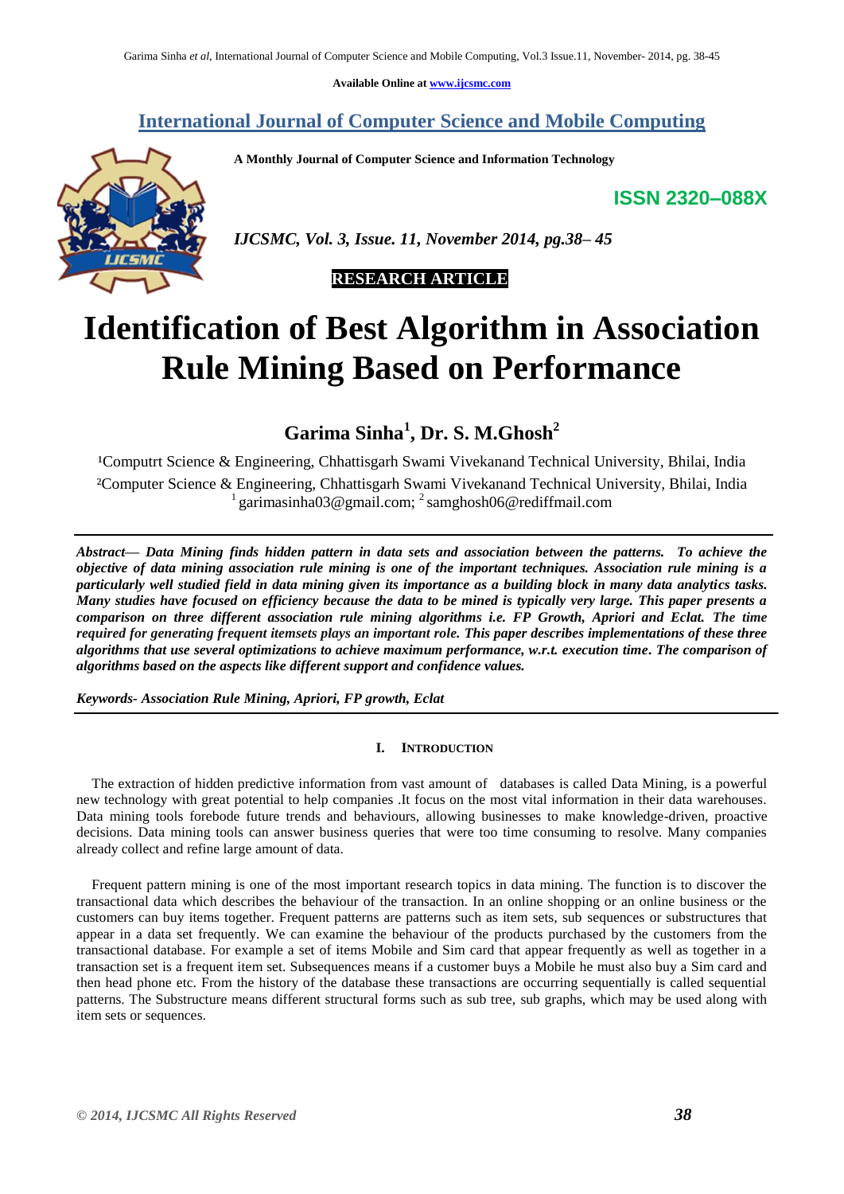Available Online at www.ijcsmc.com

## International Journal of Computer Science and Mobile Computing

**A Monthly Journal of Computer Science and Information Technology**

**ISSN 2320–088X**

*IJCSMC, Vol. 3, Issue. 11, November 2014, pg.38– 45*

**RESEARCH ARTICLE**

# Identification of Best Algorithm in Association Rule Mining Based on Performance

**Garima Sinha[1], Dr. S. M.Ghosh[2]**

[1]Computrt Science & Engineering, Chhattisgarh Swami Vivekanand Technical University, Bhilai, India
[2]Computer Science & Engineering, Chhattisgarh Swami Vivekanand Technical University, Bhilai, India
[1] garimasinha03@gmail.com; [2] samghosh06@rediffmail.com

***Abstract— Data Mining finds hidden pattern in data sets and association between the patterns. To achieve the objective of data mining association rule mining is one of the important techniques. Association rule mining is a particularly well studied field in data mining given its importance as a building block in many data analytics tasks. Many studies have focused on efficiency because the data to be mined is typically very large. This paper presents a comparison on three different association rule mining algorithms i.e. FP Growth, Apriori and Eclat. The time required for generating frequent itemsets plays an important role. This paper describes implementations of these three algorithms that use several optimizations to achieve maximum performance, w.r.t. execution time. The comparison of algorithms based on the aspects like different support and confidence values.***

***Keywords- Association Rule Mining, Apriori, FP growth, Eclat***

## I. Introduction

The extraction of hidden predictive information from vast amount of databases is called Data Mining, is a powerful new technology with great potential to help companies .It focus on the most vital information in their data warehouses. Data mining tools forebode future trends and behaviours, allowing businesses to make knowledge-driven, proactive decisions. Data mining tools can answer business queries that were too time consuming to resolve. Many companies already collect and refine large amount of data.

Frequent pattern mining is one of the most important research topics in data mining. The function is to discover the transactional data which describes the behaviour of the transaction. In an online shopping or an online business or the customers can buy items together. Frequent patterns are patterns such as item sets, sub sequences or substructures that appear in a data set frequently. We can examine the behaviour of the products purchased by the customers from the transactional database. For example a set of items Mobile and Sim card that appear frequently as well as together in a transaction set is a frequent item set. Subsequences means if a customer buys a Mobile he must also buy a Sim card and then head phone etc. From the history of the database these transactions are occurring sequentially is called sequential patterns. The Substructure means different structural forms such as sub tree, sub graphs, which may be used along with item sets or sequences.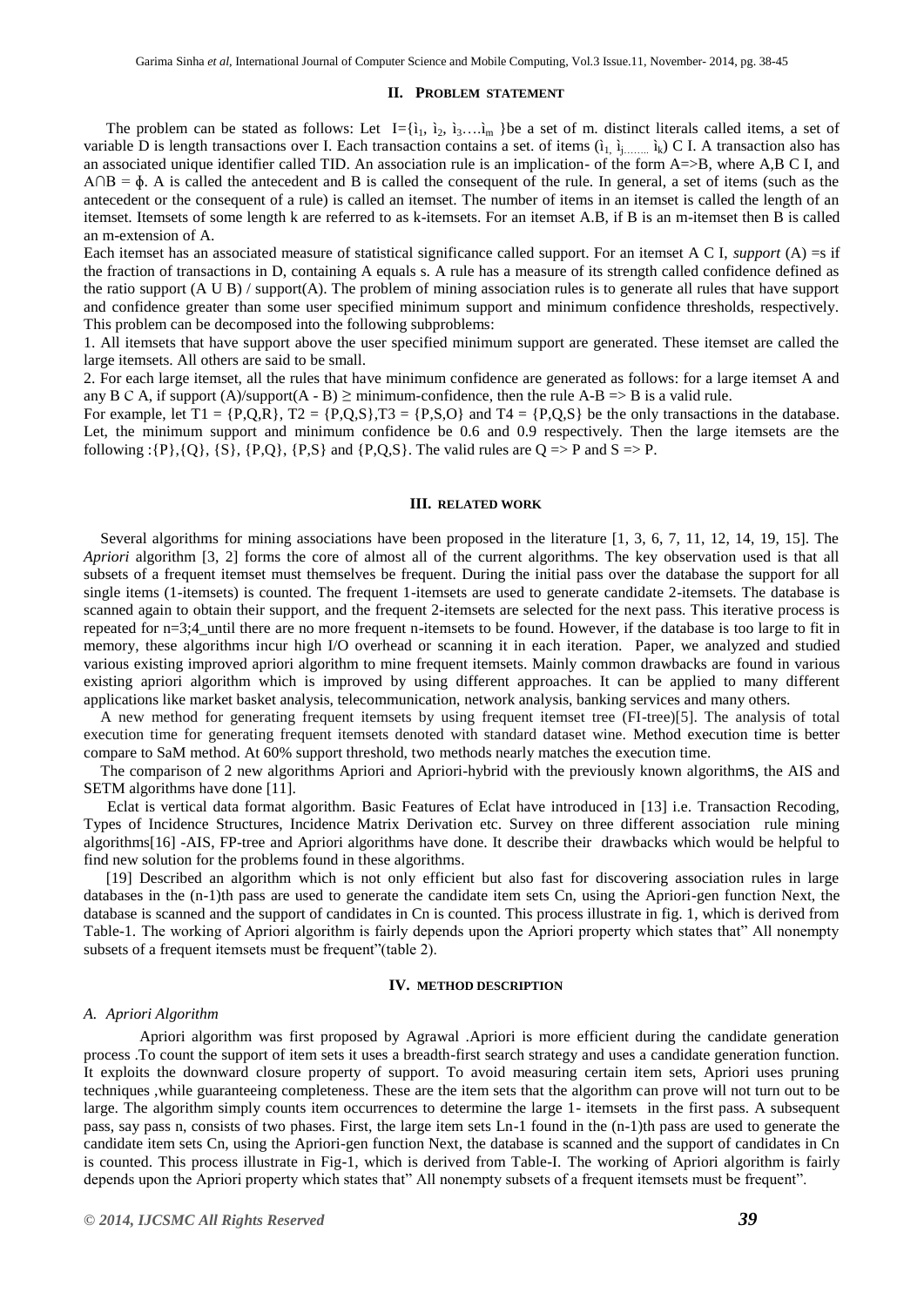## II. Problem Statement

The problem can be stated as follows: Let $I=\{i_1, i_2, i_3 \ldots i_m\}$ be a set of m. distinct literals called items, a set of variable D is length transactions over I. Each transaction contains a set. of items $(i_1, i_j \ldots\ldots i_k) \subset I$. A transaction also has an associated unique identifier called TID. An association rule is an implication- of the form A=>B, where A,B C I, and $A \cap B = \phi$. A is called the antecedent and B is called the consequent of the rule. In general, a set of items (such as the antecedent or the consequent of a rule) is called an itemset. The number of items in an itemset is called the length of an itemset. Itemsets of some length k are referred to as k-itemsets. For an itemset A.B, if B is an m-itemset then B is called an m-extension of A.

Each itemset has an associated measure of statistical significance called support. For an itemset A C I, *support* (A) =s if the fraction of transactions in D, containing A equals s. A rule has a measure of its strength called confidence defined as the ratio support (A U B) / support(A). The problem of mining association rules is to generate all rules that have support and confidence greater than some user specified minimum support and minimum confidence thresholds, respectively. This problem can be decomposed into the following subproblems:

1. All itemsets that have support above the user specified minimum support are generated. These itemset are called the large itemsets. All others are said to be small.
2. For each large itemset, all the rules that have minimum confidence are generated as follows: for a large itemset A and any B C A, if support (A)/support(A - B) ≥ minimum-confidence, then the rule A-B => B is a valid rule.

For example, let T1 = {P,Q,R}, T2 = {P,Q,S},T3 = {P,S,O} and T4 = {P,Q,S} be the only transactions in the database. Let, the minimum support and minimum confidence be 0.6 and 0.9 respectively. Then the large itemsets are the following :{P},{Q}, {S}, {P,Q}, {P,S} and {P,Q,S}. The valid rules are Q => P and S => P.

## III. Related Work

Several algorithms for mining associations have been proposed in the literature [1, 3, 6, 7, 11, 12, 14, 19, 15]. The *Apriori* algorithm [3, 2] forms the core of almost all of the current algorithms. The key observation used is that all subsets of a frequent itemset must themselves be frequent. During the initial pass over the database the support for all single items (1-itemsets) is counted. The frequent 1-itemsets are used to generate candidate 2-itemsets. The database is scanned again to obtain their support, and the frequent 2-itemsets are selected for the next pass. This iterative process is repeated for n=3;4_until there are no more frequent n-itemsets to be found. However, if the database is too large to fit in memory, these algorithms incur high I/O overhead or scanning it in each iteration. Paper, we analyzed and studied various existing improved apriori algorithm to mine frequent itemsets. Mainly common drawbacks are found in various existing apriori algorithm which is improved by using different approaches. It can be applied to many different applications like market basket analysis, telecommunication, network analysis, banking services and many others.

A new method for generating frequent itemsets by using frequent itemset tree (FI-tree)[5]. The analysis of total execution time for generating frequent itemsets denoted with standard dataset wine. Method execution time is better compare to SaM method. At 60% support threshold, two methods nearly matches the execution time.

The comparison of 2 new algorithms Apriori and Apriori-hybrid with the previously known algorithms, the AIS and SETM algorithms have done [11].

Eclat is vertical data format algorithm. Basic Features of Eclat have introduced in [13] i.e. Transaction Recoding, Types of Incidence Structures, Incidence Matrix Derivation etc. Survey on three different association rule mining algorithms[16] -AIS, FP-tree and Apriori algorithms have done. It describe their drawbacks which would be helpful to find new solution for the problems found in these algorithms.

[19] Described an algorithm which is not only efficient but also fast for discovering association rules in large databases in the (n-1)th pass are used to generate the candidate item sets Cn, using the Apriori-gen function Next, the database is scanned and the support of candidates in Cn is counted. This process illustrate in fig. 1, which is derived from Table-1. The working of Apriori algorithm is fairly depends upon the Apriori property which states that" All nonempty subsets of a frequent itemsets must be frequent"(table 2).

## IV. Method Description

### A. Apriori Algorithm

Apriori algorithm was first proposed by Agrawal .Apriori is more efficient during the candidate generation process .To count the support of item sets it uses a breadth-first search strategy and uses a candidate generation function. It exploits the downward closure property of support. To avoid measuring certain item sets, Apriori uses pruning techniques ,while guaranteeing completeness. These are the item sets that the algorithm can prove will not turn out to be large. The algorithm simply counts item occurrences to determine the large 1- itemsets in the first pass. A subsequent pass, say pass n, consists of two phases. First, the large item sets Ln-1 found in the (n-1)th pass are used to generate the candidate item sets Cn, using the Apriori-gen function Next, the database is scanned and the support of candidates in Cn is counted. This process illustrate in Fig-1, which is derived from Table-I. The working of Apriori algorithm is fairly depends upon the Apriori property which states that" All nonempty subsets of a frequent itemsets must be frequent".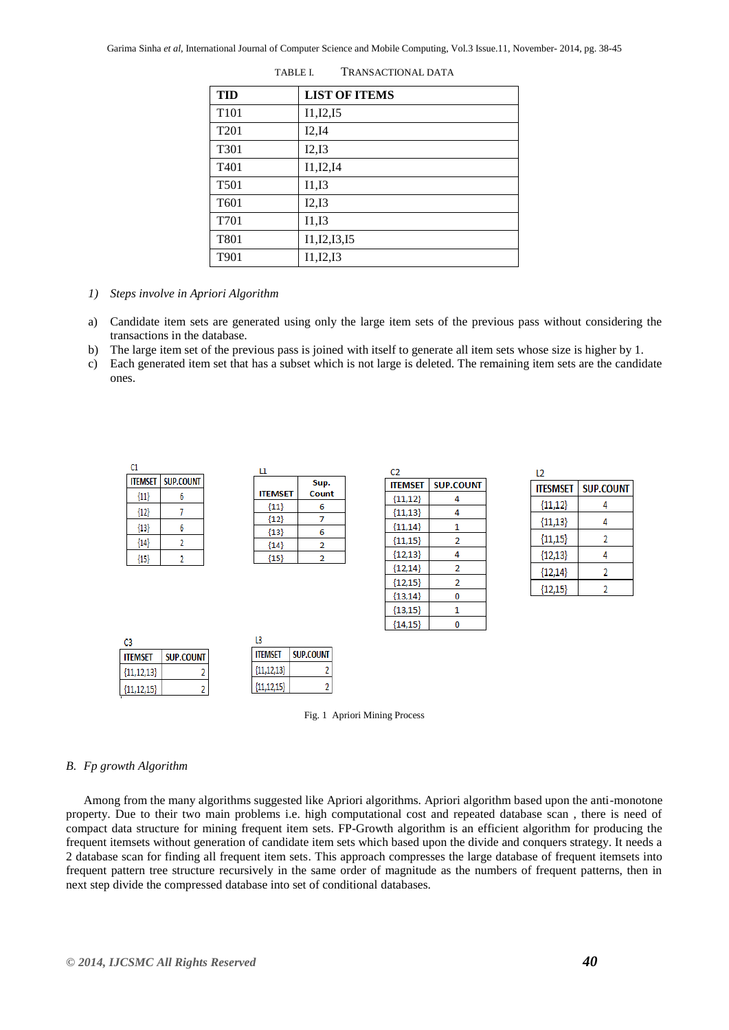TABLE I. TRANSACTIONAL DATA

| TID | LIST OF ITEMS |
|---|---|
| T101 | I1,I2,I5 |
| T201 | I2,I4 |
| T301 | I2,I3 |
| T401 | I1,I2,I4 |
| T501 | I1,I3 |
| T601 | I2,I3 |
| T701 | I1,I3 |
| T801 | I1,I2,I3,I5 |
| T901 | I1,I2,I3 |

*1) Steps involve in Apriori Algorithm*

a) Candidate item sets are generated using only the large item sets of the previous pass without considering the transactions in the database.
b) The large item set of the previous pass is joined with itself to generate all item sets whose size is higher by 1.
c) Each generated item set that has a subset which is not large is deleted. The remaining item sets are the candidate ones.

C1

| ITEMSET | SUP.COUNT |
|---|---|
| {I1} | 6 |
| {I2} | 7 |
| {I3} | 6 |
| {I4} | 2 |
| {I5} | 2 |

L1

| ITEMSET | Sup. Count |
|---|---|
| {I1} | 6 |
| {I2} | 7 |
| {I3} | 6 |
| {I4} | 2 |
| {I5} | 2 |

C2

| ITEMSET | SUP.COUNT |
|---|---|
| {I1,I2} | 4 |
| {I1,I3} | 4 |
| {I1,I4} | 1 |
| {I1,I5} | 2 |
| {I2,I3} | 4 |
| {I2,I4} | 2 |
| {I2,I5} | 2 |
| {I3,I4} | 0 |
| {I3,I5} | 1 |
| {I4,I5} | 0 |

L2

| ITESMSET | SUP.COUNT |
|---|---|
| {I1,I2} | 4 |
| {I1,I3} | 4 |
| {I1,I5} | 2 |
| {I2,I3} | 4 |
| {I2,I4} | 2 |
| {I2,I5} | 2 |

C3

| ITEMSET | SUP.COUNT |
|---|---|
| {I1,I2,I3} | 2 |
| {I1,I2,I5} | 2 |

L3

| ITEMSET | SUP.COUNT |
|---|---|
| {I1,I2,I3} | 2 |
| {I1,I2,I5} | 2 |

Fig. 1 Apriori Mining Process

### *B. Fp growth Algorithm*

Among from the many algorithms suggested like Apriori algorithms. Apriori algorithm based upon the anti-monotone property. Due to their two main problems i.e. high computational cost and repeated database scan , there is need of compact data structure for mining frequent item sets. FP-Growth algorithm is an efficient algorithm for producing the frequent itemsets without generation of candidate item sets which based upon the divide and conquers strategy. It needs a 2 database scan for finding all frequent item sets. This approach compresses the large database of frequent itemsets into frequent pattern tree structure recursively in the same order of magnitude as the numbers of frequent patterns, then in next step divide the compressed database into set of conditional databases.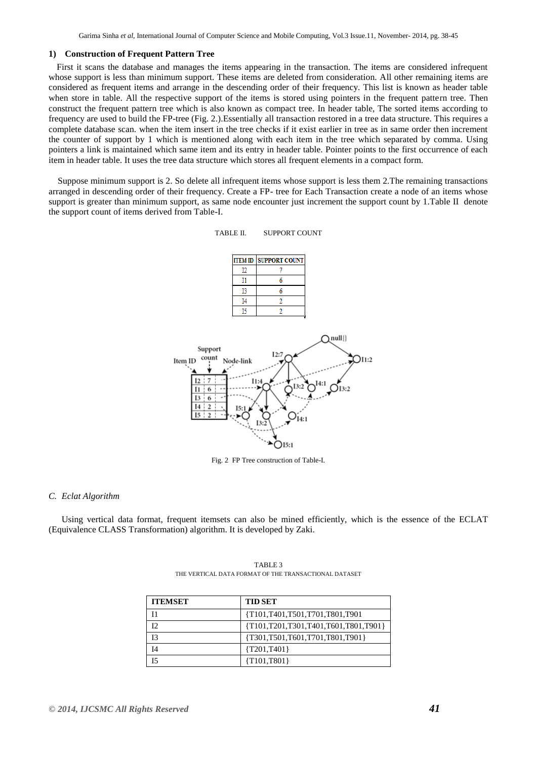### 1) Construction of Frequent Pattern Tree

First it scans the database and manages the items appearing in the transaction. The items are considered infrequent whose support is less than minimum support. These items are deleted from consideration. All other remaining items are considered as frequent items and arrange in the descending order of their frequency. This list is known as header table when store in table. All the respective support of the items is stored using pointers in the frequent pattern tree. Then construct the frequent pattern tree which is also known as compact tree. In header table, The sorted items according to frequency are used to build the FP-tree (Fig. 2.).Essentially all transaction restored in a tree data structure. This requires a complete database scan. when the item insert in the tree checks if it exist earlier in tree as in same order then increment the counter of support by 1 which is mentioned along with each item in the tree which separated by comma. Using pointers a link is maintained which same item and its entry in header table. Pointer points to the first occurrence of each item in header table. It uses the tree data structure which stores all frequent elements in a compact form.

Suppose minimum support is 2. So delete all infrequent items whose support is less them 2.The remaining transactions arranged in descending order of their frequency. Create a FP- tree for Each Transaction create a node of an items whose support is greater than minimum support, as same node encounter just increment the support count by 1.Table II denote the support count of items derived from Table-I.

TABLE II. SUPPORT COUNT

| ITEM ID | SUPPORT COUNT |
|---|---|
| I2 | 7 |
| I1 | 6 |
| I3 | 6 |
| I4 | 2 |
| I5 | 2 |

Fig. 2 FP Tree construction of Table-I.

### C. *Eclat Algorithm*

Using vertical data format, frequent itemsets can also be mined efficiently, which is the essence of the ECLAT (Equivalence CLASS Transformation) algorithm. It is developed by Zaki.

TABLE 3
THE VERTICAL DATA FORMAT OF THE TRANSACTIONAL DATASET

| ITEMSET | TID SET |
|---|---|
| I1 | {T101,T401,T501,T701,T801,T901 |
| I2 | {T101,T201,T301,T401,T601,T801,T901} |
| I3 | {T301,T501,T601,T701,T801,T901} |
| I4 | {T201,T401} |
| I5 | {T101,T801} |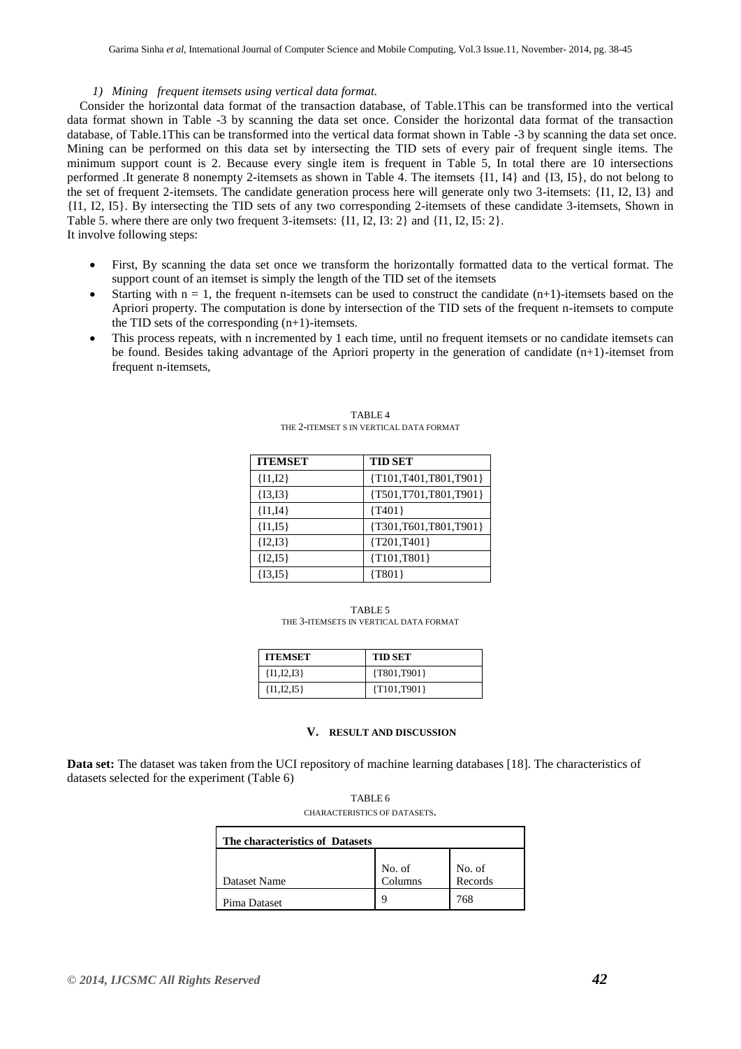*1) Mining frequent itemsets using vertical data format.*

Consider the horizontal data format of the transaction database, of Table.1This can be transformed into the vertical data format shown in Table -3 by scanning the data set once. Consider the horizontal data format of the transaction database, of Table.1This can be transformed into the vertical data format shown in Table -3 by scanning the data set once. Mining can be performed on this data set by intersecting the TID sets of every pair of frequent single items. The minimum support count is 2. Because every single item is frequent in Table 5, In total there are 10 intersections performed .It generate 8 nonempty 2-itemsets as shown in Table 4. The itemsets {I1, I4} and {I3, I5}, do not belong to the set of frequent 2-itemsets. The candidate generation process here will generate only two 3-itemsets: {I1, I2, I3} and {I1, I2, I5}. By intersecting the TID sets of any two corresponding 2-itemsets of these candidate 3-itemsets, Shown in Table 5. where there are only two frequent 3-itemsets: {I1, I2, I3: 2} and {I1, I2, I5: 2}.
It involve following steps:

- First, By scanning the data set once we transform the horizontally formatted data to the vertical format. The support count of an itemset is simply the length of the TID set of the itemsets
- Starting with n = 1, the frequent n-itemsets can be used to construct the candidate (n+1)-itemsets based on the Apriori property. The computation is done by intersection of the TID sets of the frequent n-itemsets to compute the TID sets of the corresponding (n+1)-itemsets.
- This process repeats, with n incremented by 1 each time, until no frequent itemsets or no candidate itemsets can be found. Besides taking advantage of the Apriori property in the generation of candidate (n+1)-itemset from frequent n-itemsets,

TABLE 4
THE 2-ITEMSET S IN VERTICAL DATA FORMAT

| ITEMSET | TID SET |
|---|---|
| {I1,I2} | {T101,T401,T801,T901} |
| {I3,I3} | {T501,T701,T801,T901} |
| {I1,I4} | {T401} |
| {I1,I5} | {T301,T601,T801,T901} |
| {I2,I3} | {T201,T401} |
| {I2,I5} | {T101,T801} |
| {I3,I5} | {T801} |

TABLE 5
THE 3-ITEMSETS IN VERTICAL DATA FORMAT

| ITEMSET | TID SET |
|---|---|
| {I1,I2,I3} | {T801,T901} |
| {I1,I2,I5} | {T101,T901} |

## V. RESULT AND DISCUSSION

**Data set:** The dataset was taken from the UCI repository of machine learning databases [18]. The characteristics of datasets selected for the experiment (Table 6)

TABLE 6
CHARACTERISTICS OF DATASETS.

| The characteristics of Datasets | | |
|---|---|---|
| Dataset Name | No. of Columns | No. of Records |
| Pima Dataset | 9 | 768 |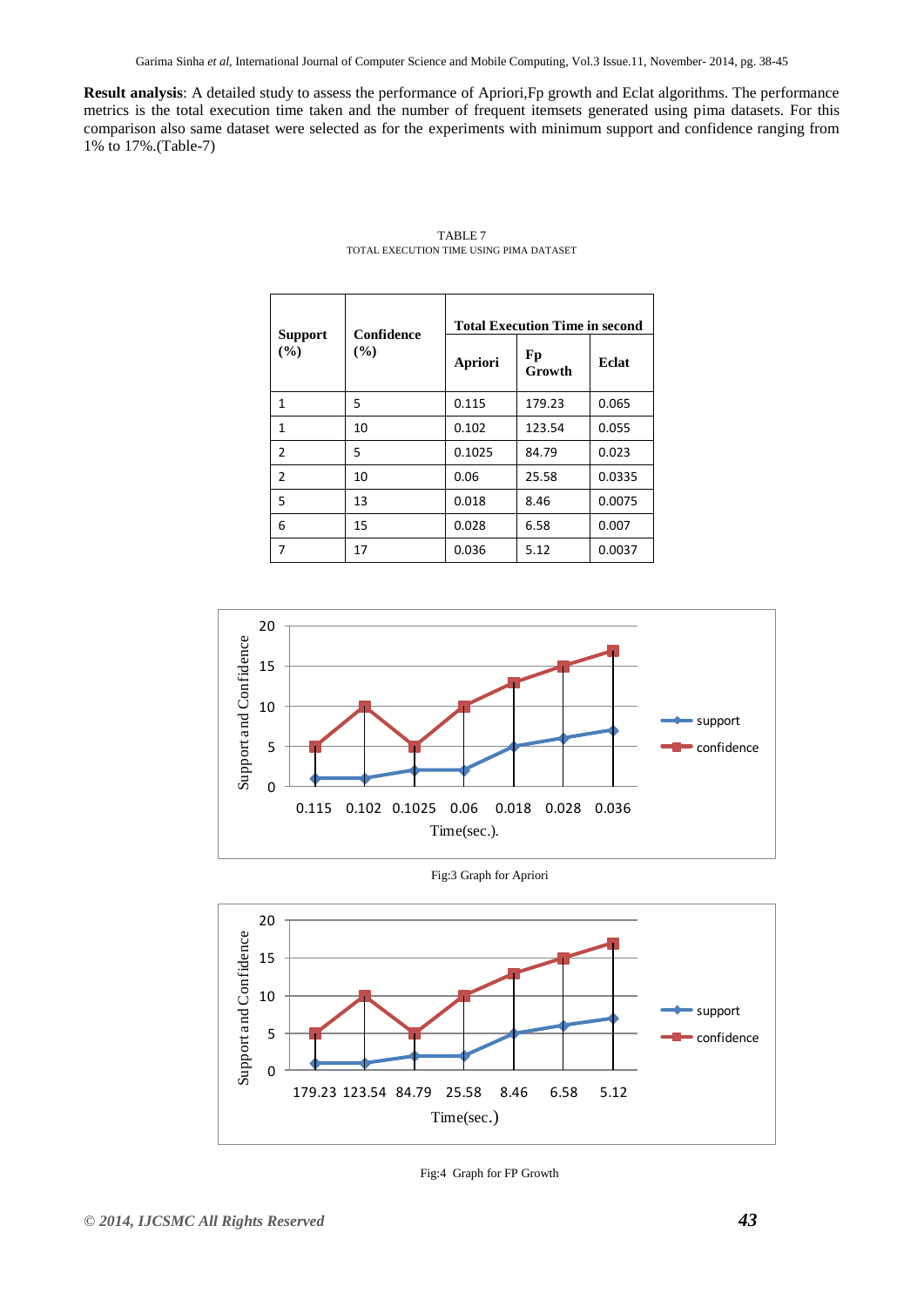**Result analysis**: A detailed study to assess the performance of Apriori,Fp growth and Eclat algorithms. The performance metrics is the total execution time taken and the number of frequent itemsets generated using pima datasets. For this comparison also same dataset were selected as for the experiments with minimum support and confidence ranging from 1% to 17%.(Table-7)

TABLE 7
TOTAL EXECUTION TIME USING PIMA DATASET

| Support (%) | Confidence (%) | Total Execution Time in second | | |
|---|---|---|---|---|
| | | Apriori | Fp Growth | Eclat |
| 1 | 5 | 0.115 | 179.23 | 0.065 |
| 1 | 10 | 0.102 | 123.54 | 0.055 |
| 2 | 5 | 0.1025 | 84.79 | 0.023 |
| 2 | 10 | 0.06 | 25.58 | 0.0335 |
| 5 | 13 | 0.018 | 8.46 | 0.0075 |
| 6 | 15 | 0.028 | 6.58 | 0.007 |
| 7 | 17 | 0.036 | 5.12 | 0.0037 |

Fig:3 Graph for Apriori

Fig:4 Graph for FP Growth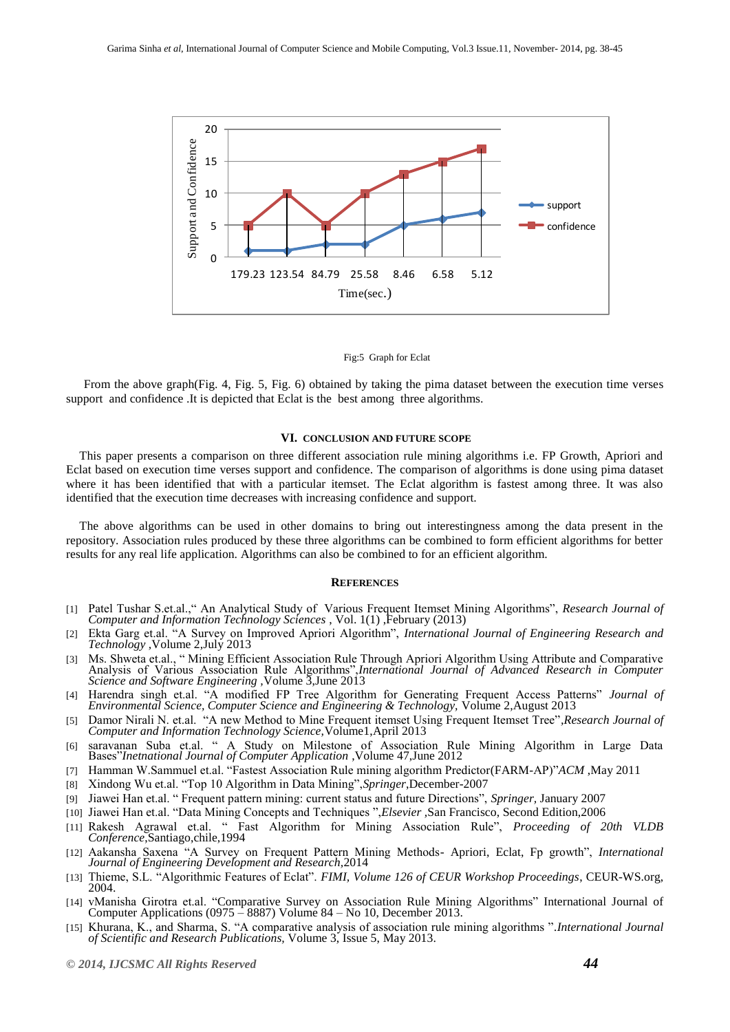Fig:5 Graph for Eclat

From the above graph(Fig. 4, Fig. 5, Fig. 6) obtained by taking the pima dataset between the execution time verses support and confidence .It is depicted that Eclat is the best among three algorithms.

## VI. CONCLUSION AND FUTURE SCOPE

This paper presents a comparison on three different association rule mining algorithms i.e. FP Growth, Apriori and Eclat based on execution time verses support and confidence. The comparison of algorithms is done using pima dataset where it has been identified that with a particular itemset. The Eclat algorithm is fastest among three. It was also identified that the execution time decreases with increasing confidence and support.

The above algorithms can be used in other domains to bring out interestingness among the data present in the repository. Association rules produced by these three algorithms can be combined to form efficient algorithms for better results for any real life application. Algorithms can also be combined to for an efficient algorithm.

## REFERENCES

[1] Patel Tushar S.et.al.," An Analytical Study of Various Frequent Itemset Mining Algorithms", *Research Journal of Computer and Information Technology Sciences* , Vol. 1(1) ,February (2013)

[2] Ekta Garg et.al. "A Survey on Improved Apriori Algorithm", *International Journal of Engineering Research and Technology* ,Volume 2,July 2013

[3] Ms. Shweta et.al., " Mining Efficient Association Rule Through Apriori Algorithm Using Attribute and Comparative Analysis of Various Association Rule Algorithms",*International Journal of Advanced Research in Computer Science and Software Engineering* ,Volume 3,June 2013

[4] Harendra singh et.al. "A modified FP Tree Algorithm for Generating Frequent Access Patterns" *Journal of Environmental Science, Computer Science and Engineering & Technology,* Volume 2,August 2013

[5] Damor Nirali N. et.al. "A new Method to Mine Frequent itemset Using Frequent Itemset Tree",*Research Journal of Computer and Information Technology Science,*Volume1,April 2013

[6] saravanan Suba et.al. " A Study on Milestone of Association Rule Mining Algorithm in Large Data Bases"*Inetnational Journal of Computer Application* ,Volume 47,June 2012

[7] Hamman W.Sammuel et.al. "Fastest Association Rule mining algorithm Predictor(FARM-AP)"*ACM* ,May 2011

[8] Xindong Wu et.al. "Top 10 Algorithm in Data Mining",*Springer*,December-2007

[9] Jiawei Han et.al. " Frequent pattern mining: current status and future Directions", *Springer,* January 2007

[10] Jiawei Han et.al. "Data Mining Concepts and Techniques ",*Elsevier* ,San Francisco, Second Edition,2006

[11] Rakesh Agrawal et.al. " Fast Algorithm for Mining Association Rule", *Proceeding of 20th VLDB Conference,*Santiago,chile,1994

[12] Aakansha Saxena "A Survey on Frequent Pattern Mining Methods- Apriori, Eclat, Fp growth", *International Journal of Engineering Development and Research,*2014

[13] Thieme, S.L. "Algorithmic Features of Eclat". *FIMI, Volume 126 of CEUR Workshop Proceedings*, CEUR-WS.org, 2004.

[14] vManisha Girotra et.al. "Comparative Survey on Association Rule Mining Algorithms" International Journal of Computer Applications (0975 – 8887) Volume 84 – No 10, December 2013.

[15] Khurana, K., and Sharma, S. "A comparative analysis of association rule mining algorithms ".*International Journal of Scientific and Research Publications,* Volume 3, Issue 5, May 2013.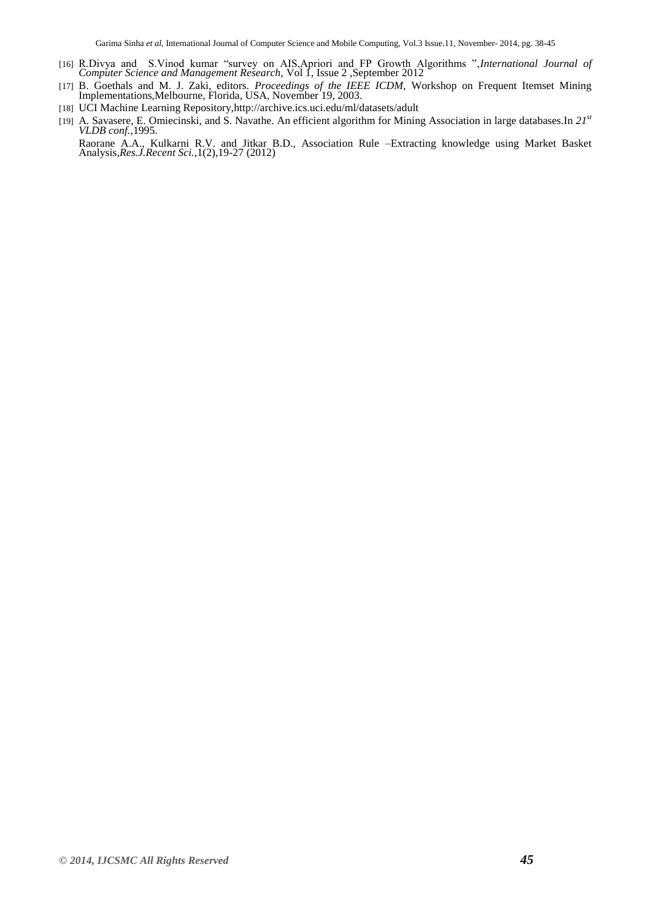[16] R.Divya and S.Vinod kumar "survey on AIS,Apriori and FP Growth Algorithms ",*International Journal of Computer Science and Management Research*, Vol 1, Issue 2 ,September 2012

[17] B. Goethals and M. J. Zaki, editors. *Proceedings of the IEEE ICDM*, Workshop on Frequent Itemset Mining Implementations,Melbourne, Florida, USA, November 19, 2003.

[18] UCI Machine Learning Repository,http://archive.ics.uci.edu/ml/datasets/adult

[19] A. Savasere, E. Omiecinski, and S. Navathe. An efficient algorithm for Mining Association in large databases.In *21st VLDB conf.*,1995.

Raorane A.A., Kulkarni R.V. and Jitkar B.D., Association Rule –Extracting knowledge using Market Basket Analysis,*Res.J.Recent Sci.*,1(2),19-27 (2012)